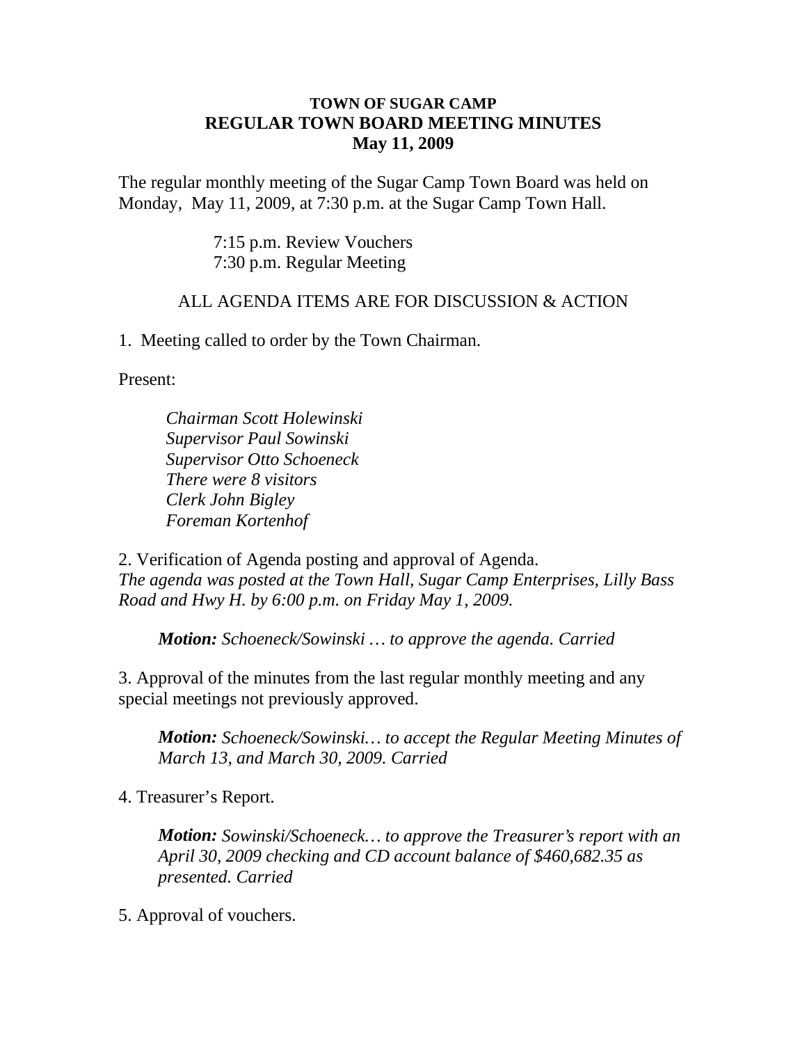**TOWN OF SUGAR CAMP**
**REGULAR TOWN BOARD MEETING MINUTES**
**May 11, 2009**

The regular monthly meeting of the Sugar Camp Town Board was held on Monday, May 11, 2009, at 7:30 p.m. at the Sugar Camp Town Hall.

7:15 p.m. Review Vouchers
7:30 p.m. Regular Meeting

ALL AGENDA ITEMS ARE FOR DISCUSSION & ACTION

1. Meeting called to order by the Town Chairman.

Present:

*Chairman Scott Holewinski*
*Supervisor Paul Sowinski*
*Supervisor Otto Schoeneck*
*There were 8 visitors*
*Clerk John Bigley*
*Foreman Kortenhof*

2. Verification of Agenda posting and approval of Agenda.
*The agenda was posted at the Town Hall, Sugar Camp Enterprises, Lilly Bass Road and Hwy H. by 6:00 p.m. on Friday May 1, 2009.*

> ***Motion:** Schoeneck/Sowinski … to approve the agenda. Carried*

3. Approval of the minutes from the last regular monthly meeting and any special meetings not previously approved.

> ***Motion:** Schoeneck/Sowinski… to accept the Regular Meeting Minutes of March 13, and March 30, 2009. Carried*

4. Treasurer's Report.

> ***Motion:** Sowinski/Schoeneck… to approve the Treasurer's report with an April 30, 2009 checking and CD account balance of $460,682.35 as presented. Carried*

5. Approval of vouchers.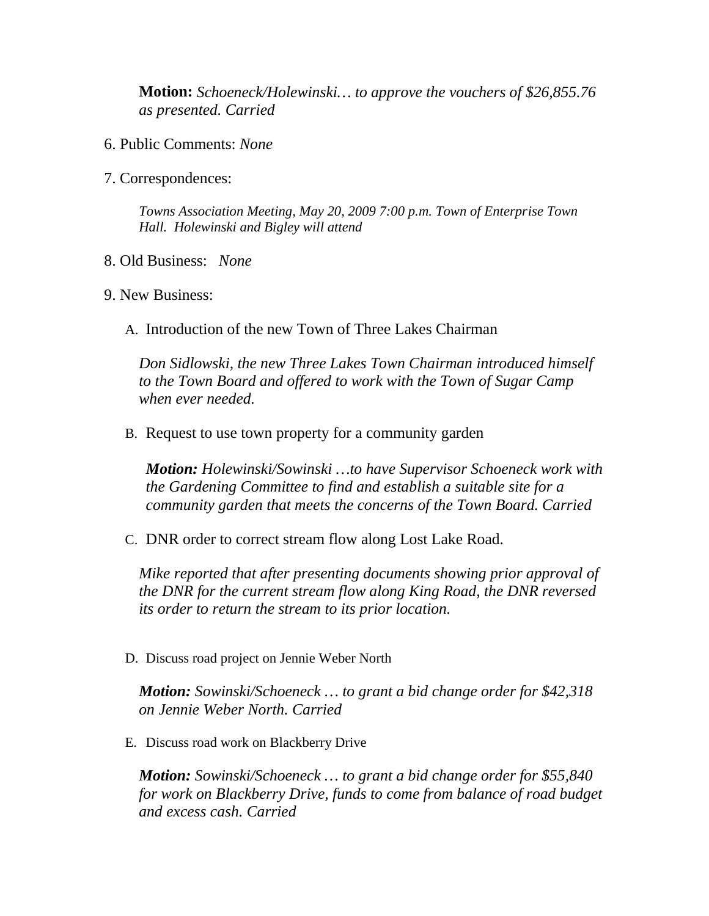**Motion:** *Schoeneck/Holewinski… to approve the vouchers of $26,855.76 as presented. Carried*

6. Public Comments: *None*

7. Correspondences:

   *Towns Association Meeting, May 20, 2009 7:00 p.m. Town of Enterprise Town Hall. Holewinski and Bigley will attend*

8. Old Business: *None*

9. New Business:

   A. Introduction of the new Town of Three Lakes Chairman

   *Don Sidlowski, the new Three Lakes Town Chairman introduced himself to the Town Board and offered to work with the Town of Sugar Camp when ever needed.*

   B. Request to use town property for a community garden

   ***Motion:*** *Holewinski/Sowinski …to have Supervisor Schoeneck work with the Gardening Committee to find and establish a suitable site for a community garden that meets the concerns of the Town Board. Carried*

   C. DNR order to correct stream flow along Lost Lake Road.

   *Mike reported that after presenting documents showing prior approval of the DNR for the current stream flow along King Road, the DNR reversed its order to return the stream to its prior location.*

   D. Discuss road project on Jennie Weber North

   ***Motion:*** *Sowinski/Schoeneck … to grant a bid change order for $42,318 on Jennie Weber North. Carried*

   E. Discuss road work on Blackberry Drive

   ***Motion:*** *Sowinski/Schoeneck … to grant a bid change order for $55,840 for work on Blackberry Drive, funds to come from balance of road budget and excess cash. Carried*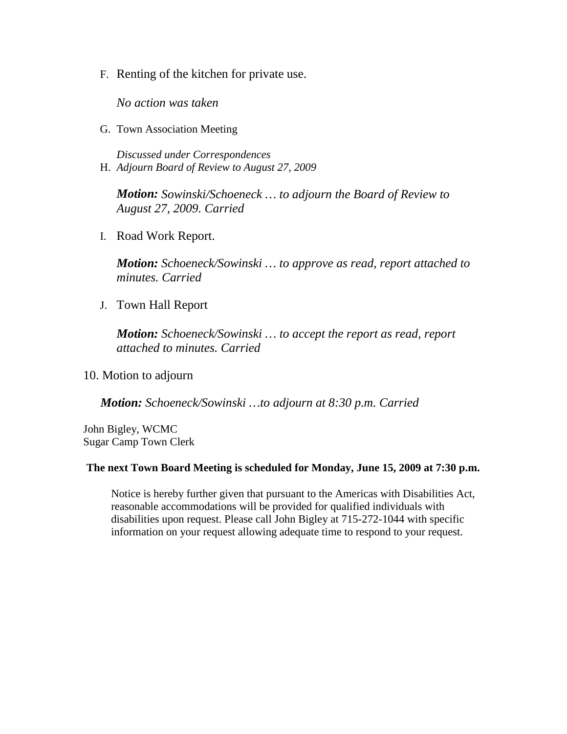F. Renting of the kitchen for private use.

   *No action was taken*

G. Town Association Meeting

   *Discussed under Correspondences*

H. *Adjourn Board of Review to August 27, 2009*

   ***Motion:** Sowinski/Schoeneck … to adjourn the Board of Review to August 27, 2009. Carried*

I. Road Work Report.

   ***Motion:** Schoeneck/Sowinski … to approve as read, report attached to minutes. Carried*

J. Town Hall Report

   ***Motion:** Schoeneck/Sowinski … to accept the report as read, report attached to minutes. Carried*

10. Motion to adjourn

   ***Motion:** Schoeneck/Sowinski …to adjourn at 8:30 p.m. Carried*

John Bigley, WCMC
Sugar Camp Town Clerk

**The next Town Board Meeting is scheduled for Monday, June 15, 2009 at 7:30 p.m.**

Notice is hereby further given that pursuant to the Americas with Disabilities Act, reasonable accommodations will be provided for qualified individuals with disabilities upon request. Please call John Bigley at 715-272-1044 with specific information on your request allowing adequate time to respond to your request.